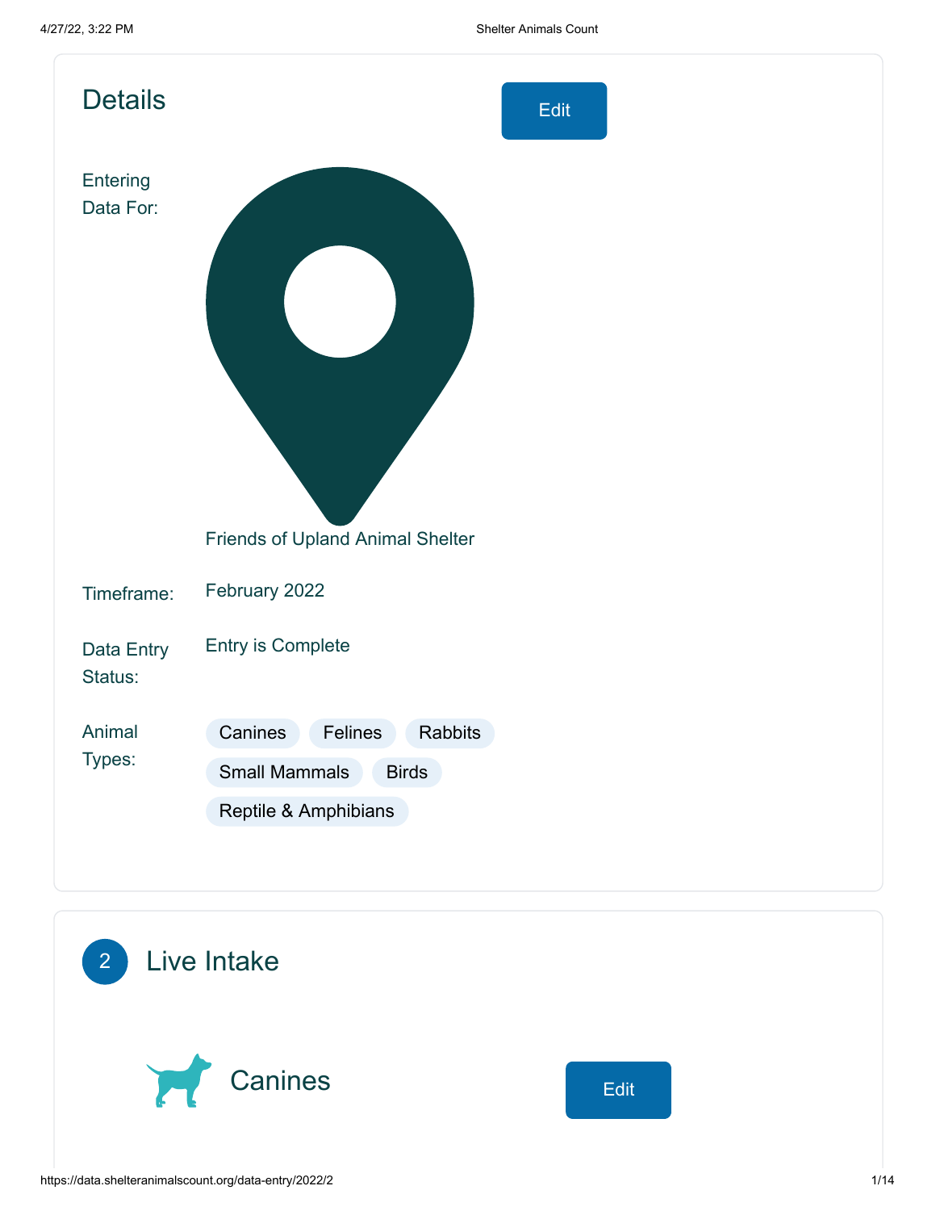## Details

Edit

**Entering Data For:** Friends of Upland Animal Shelter

**Timeframe:** February 2022

**Data Entry Status:** Entry is Complete

**Animal Types:** Canines, Felines, Rabbits, Small Mammals, Birds, Reptile & Amphibians

## 2 Live Intake

### Canines

Edit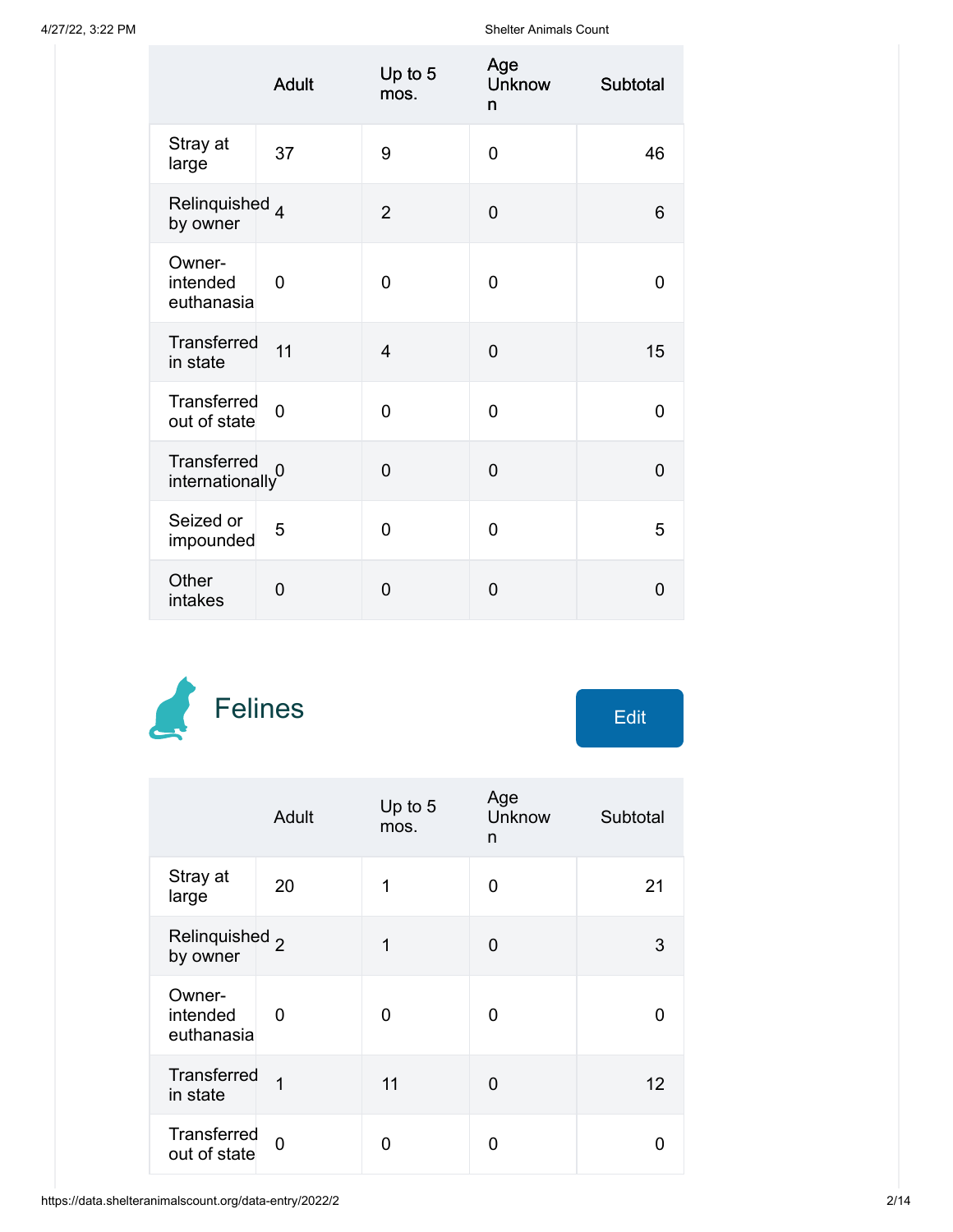| | Adult | Up to 5 mos. | Age Unknown | Subtotal |
|---|---|---|---|---|
| Stray at large | 37 | 9 | 0 | 46 |
| Relinquished by owner | 4 | 2 | 0 | 6 |
| Owner-intended euthanasia | 0 | 0 | 0 | 0 |
| Transferred in state | 11 | 4 | 0 | 15 |
| Transferred out of state | 0 | 0 | 0 | 0 |
| Transferred internationally | 0 | 0 | 0 | 0 |
| Seized or impounded | 5 | 0 | 0 | 5 |
| Other intakes | 0 | 0 | 0 | 0 |

## Felines

Edit

| | Adult | Up to 5 mos. | Age Unknown | Subtotal |
|---|---|---|---|---|
| Stray at large | 20 | 1 | 0 | 21 |
| Relinquished by owner | 2 | 1 | 0 | 3 |
| Owner-intended euthanasia | 0 | 0 | 0 | 0 |
| Transferred in state | 1 | 11 | 0 | 12 |
| Transferred out of state | 0 | 0 | 0 | 0 |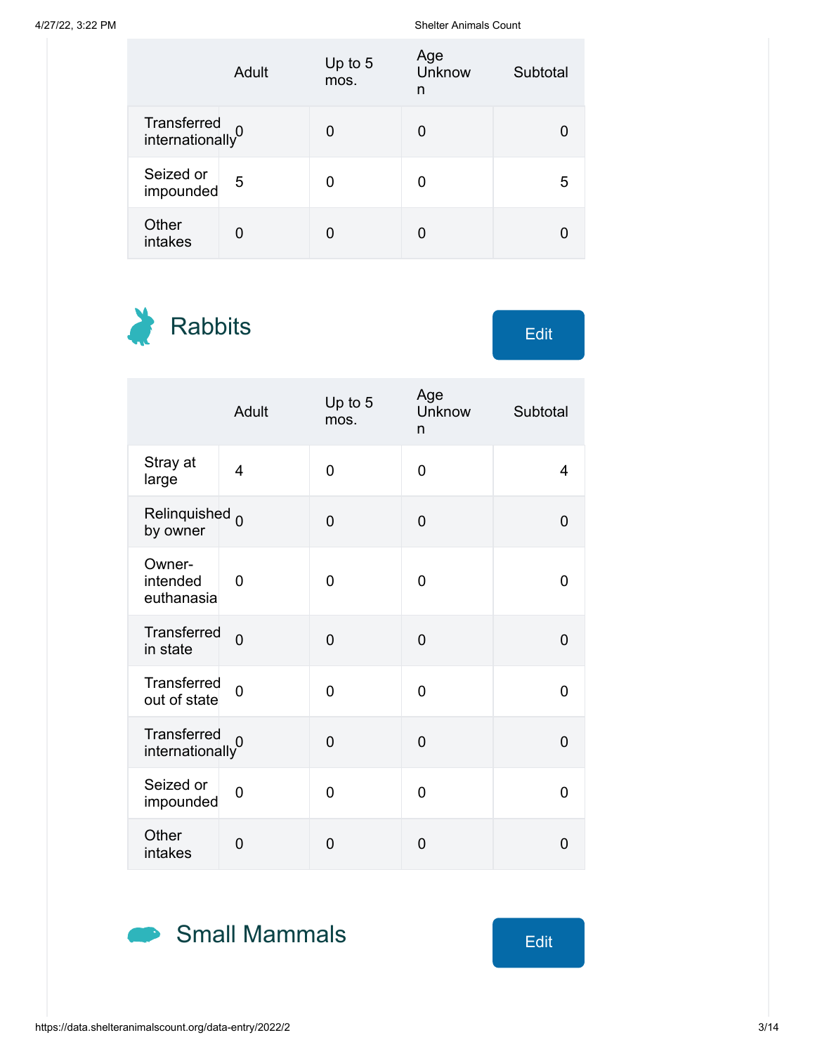| | Adult | Up to 5 mos. | Age Unknown | Subtotal |
|---|---|---|---|---|
| Transferred internationally | 0 | 0 | 0 | 0 |
| Seized or impounded | 5 | 0 | 0 | 5 |
| Other intakes | 0 | 0 | 0 | 0 |

## Rabbits

Edit

| | Adult | Up to 5 mos. | Age Unknown | Subtotal |
|---|---|---|---|---|
| Stray at large | 4 | 0 | 0 | 4 |
| Relinquished by owner | 0 | 0 | 0 | 0 |
| Owner-intended euthanasia | 0 | 0 | 0 | 0 |
| Transferred in state | 0 | 0 | 0 | 0 |
| Transferred out of state | 0 | 0 | 0 | 0 |
| Transferred internationally | 0 | 0 | 0 | 0 |
| Seized or impounded | 0 | 0 | 0 | 0 |
| Other intakes | 0 | 0 | 0 | 0 |

## Small Mammals

Edit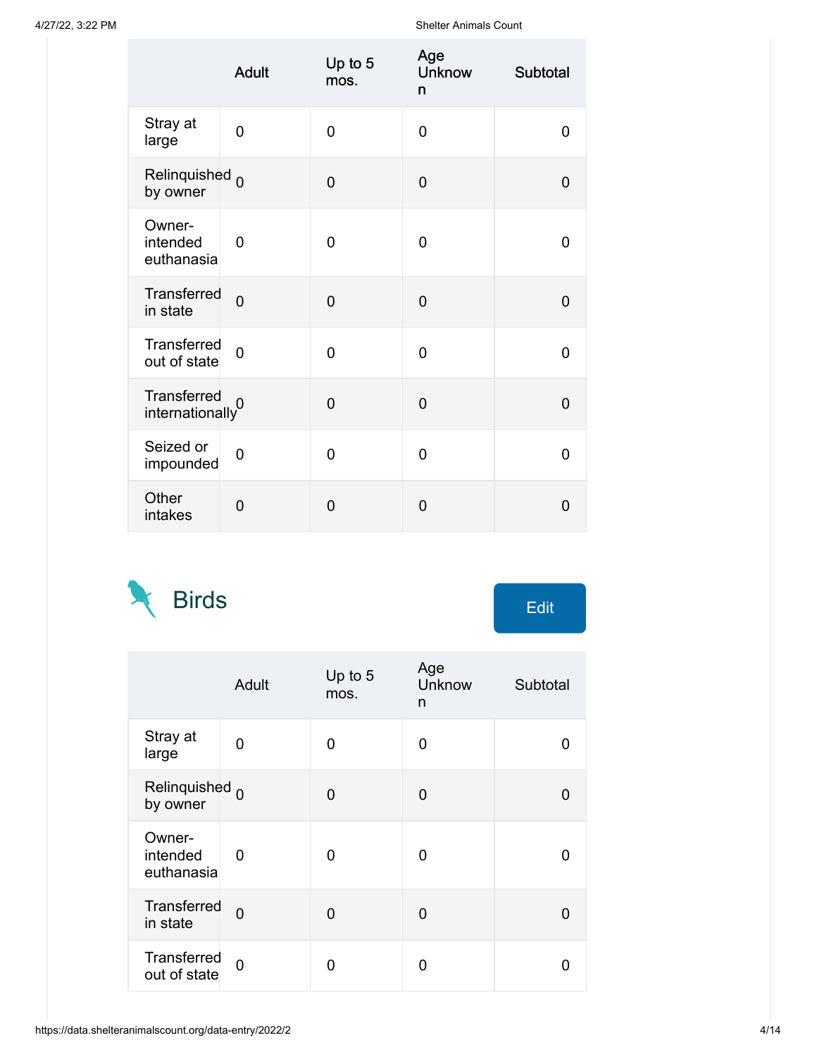| | Adult | Up to 5 mos. | Age Unknown | Subtotal |
|---|---|---|---|---|
| Stray at large | 0 | 0 | 0 | 0 |
| Relinquished by owner | 0 | 0 | 0 | 0 |
| Owner-intended euthanasia | 0 | 0 | 0 | 0 |
| Transferred in state | 0 | 0 | 0 | 0 |
| Transferred out of state | 0 | 0 | 0 | 0 |
| Transferred internationally | 0 | 0 | 0 | 0 |
| Seized or impounded | 0 | 0 | 0 | 0 |
| Other intakes | 0 | 0 | 0 | 0 |

## Birds

Edit

| | Adult | Up to 5 mos. | Age Unknown | Subtotal |
|---|---|---|---|---|
| Stray at large | 0 | 0 | 0 | 0 |
| Relinquished by owner | 0 | 0 | 0 | 0 |
| Owner-intended euthanasia | 0 | 0 | 0 | 0 |
| Transferred in state | 0 | 0 | 0 | 0 |
| Transferred out of state | 0 | 0 | 0 | 0 |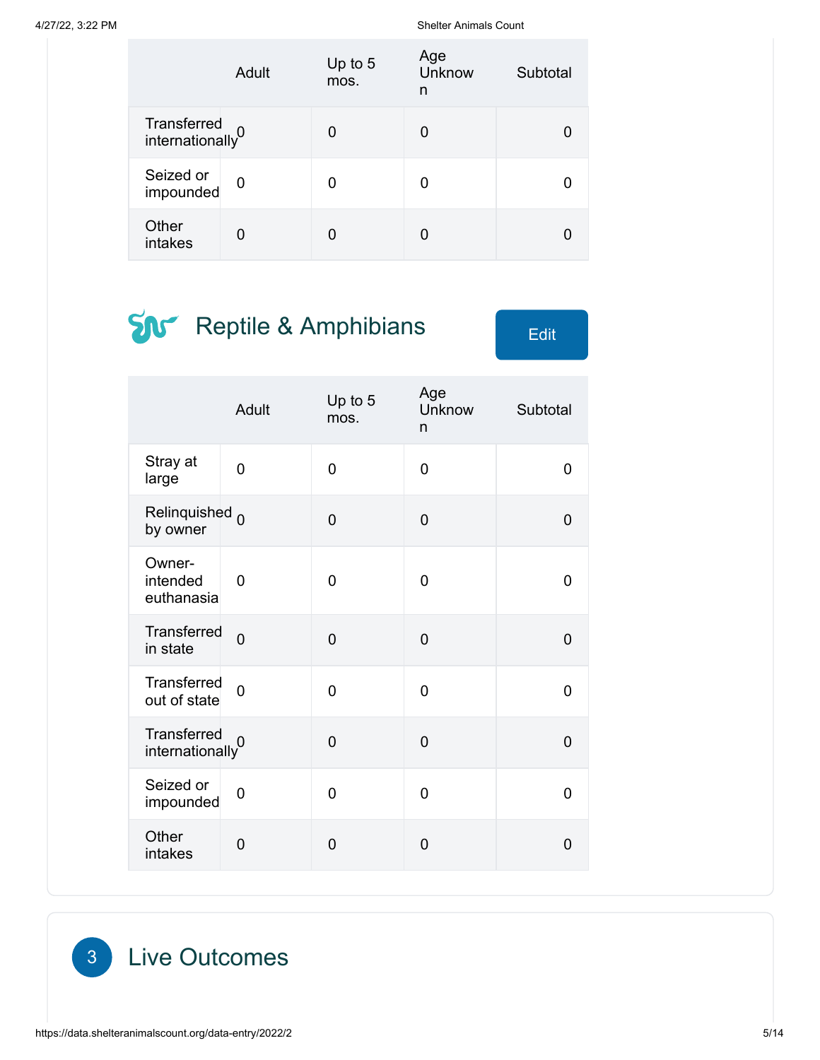| | Adult | Up to 5 mos. | Age Unknown | Subtotal |
|---|---|---|---|---|
| Transferred internationally | 0 | 0 | 0 | 0 |
| Seized or impounded | 0 | 0 | 0 | 0 |
| Other intakes | 0 | 0 | 0 | 0 |

## Reptile & Amphibians

Edit

| | Adult | Up to 5 mos. | Age Unknown | Subtotal |
|---|---|---|---|---|
| Stray at large | 0 | 0 | 0 | 0 |
| Relinquished by owner | 0 | 0 | 0 | 0 |
| Owner-intended euthanasia | 0 | 0 | 0 | 0 |
| Transferred in state | 0 | 0 | 0 | 0 |
| Transferred out of state | 0 | 0 | 0 | 0 |
| Transferred internationally | 0 | 0 | 0 | 0 |
| Seized or impounded | 0 | 0 | 0 | 0 |
| Other intakes | 0 | 0 | 0 | 0 |

# 3 Live Outcomes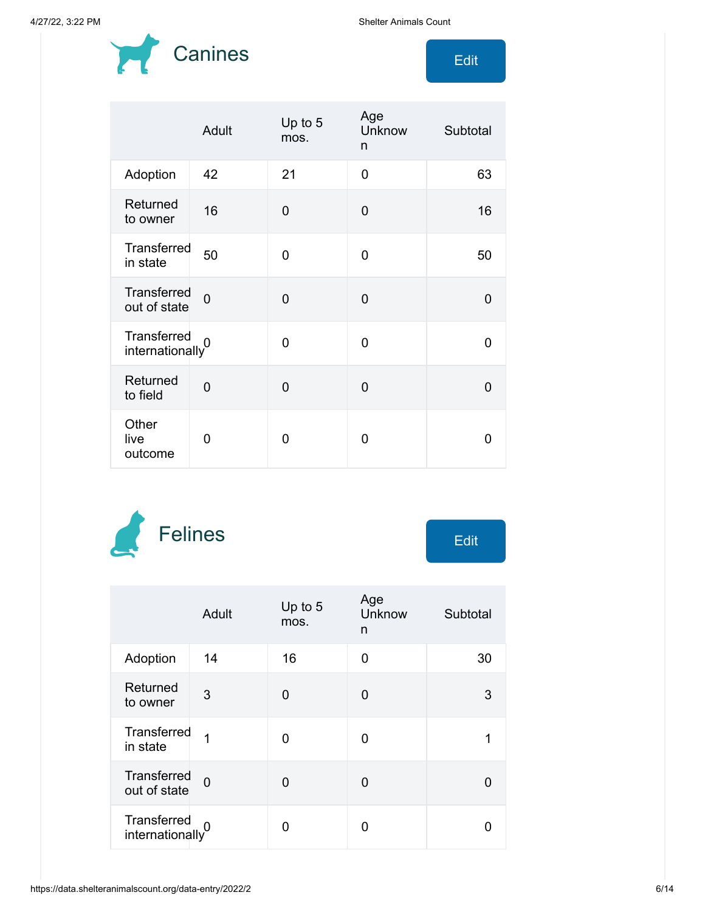## Canines

Edit

| | Adult | Up to 5 mos. | Age Unknown | Subtotal |
|---|---|---|---|---|
| Adoption | 42 | 21 | 0 | 63 |
| Returned to owner | 16 | 0 | 0 | 16 |
| Transferred in state | 50 | 0 | 0 | 50 |
| Transferred out of state | 0 | 0 | 0 | 0 |
| Transferred internationally | 0 | 0 | 0 | 0 |
| Returned to field | 0 | 0 | 0 | 0 |
| Other live outcome | 0 | 0 | 0 | 0 |

## Felines

Edit

| | Adult | Up to 5 mos. | Age Unknown | Subtotal |
|---|---|---|---|---|
| Adoption | 14 | 16 | 0 | 30 |
| Returned to owner | 3 | 0 | 0 | 3 |
| Transferred in state | 1 | 0 | 0 | 1 |
| Transferred out of state | 0 | 0 | 0 | 0 |
| Transferred internationally | 0 | 0 | 0 | 0 |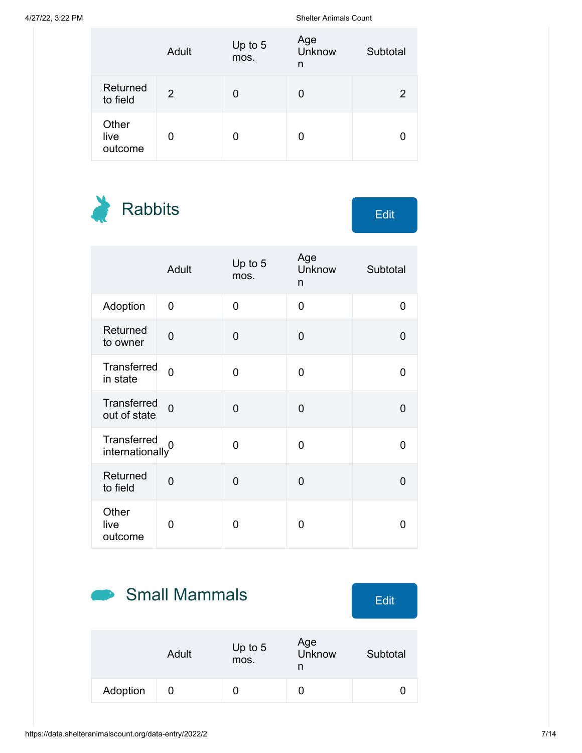| | Adult | Up to 5 mos. | Age Unknown | Subtotal |
|---|---|---|---|---|
| Returned to field | 2 | 0 | 0 | 2 |
| Other live outcome | 0 | 0 | 0 | 0 |

## Rabbits

Edit

| | Adult | Up to 5 mos. | Age Unknown | Subtotal |
|---|---|---|---|---|
| Adoption | 0 | 0 | 0 | 0 |
| Returned to owner | 0 | 0 | 0 | 0 |
| Transferred in state | 0 | 0 | 0 | 0 |
| Transferred out of state | 0 | 0 | 0 | 0 |
| Transferred internationally | 0 | 0 | 0 | 0 |
| Returned to field | 0 | 0 | 0 | 0 |
| Other live outcome | 0 | 0 | 0 | 0 |

## Small Mammals

Edit

| | Adult | Up to 5 mos. | Age Unknown | Subtotal |
|---|---|---|---|---|
| Adoption | 0 | 0 | 0 | 0 |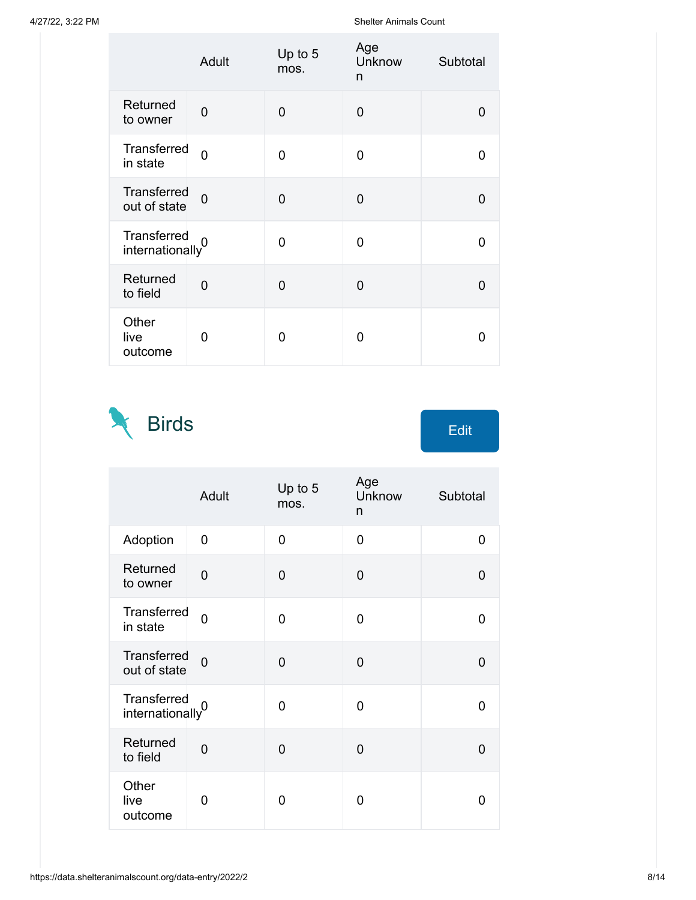| | Adult | Up to 5 mos. | Age Unknown | Subtotal |
|---|---|---|---|---|
| Returned to owner | 0 | 0 | 0 | 0 |
| Transferred in state | 0 | 0 | 0 | 0 |
| Transferred out of state | 0 | 0 | 0 | 0 |
| Transferred internationally | 0 | 0 | 0 | 0 |
| Returned to field | 0 | 0 | 0 | 0 |
| Other live outcome | 0 | 0 | 0 | 0 |

## Birds

Edit

| | Adult | Up to 5 mos. | Age Unknown | Subtotal |
|---|---|---|---|---|
| Adoption | 0 | 0 | 0 | 0 |
| Returned to owner | 0 | 0 | 0 | 0 |
| Transferred in state | 0 | 0 | 0 | 0 |
| Transferred out of state | 0 | 0 | 0 | 0 |
| Transferred internationally | 0 | 0 | 0 | 0 |
| Returned to field | 0 | 0 | 0 | 0 |
| Other live outcome | 0 | 0 | 0 | 0 |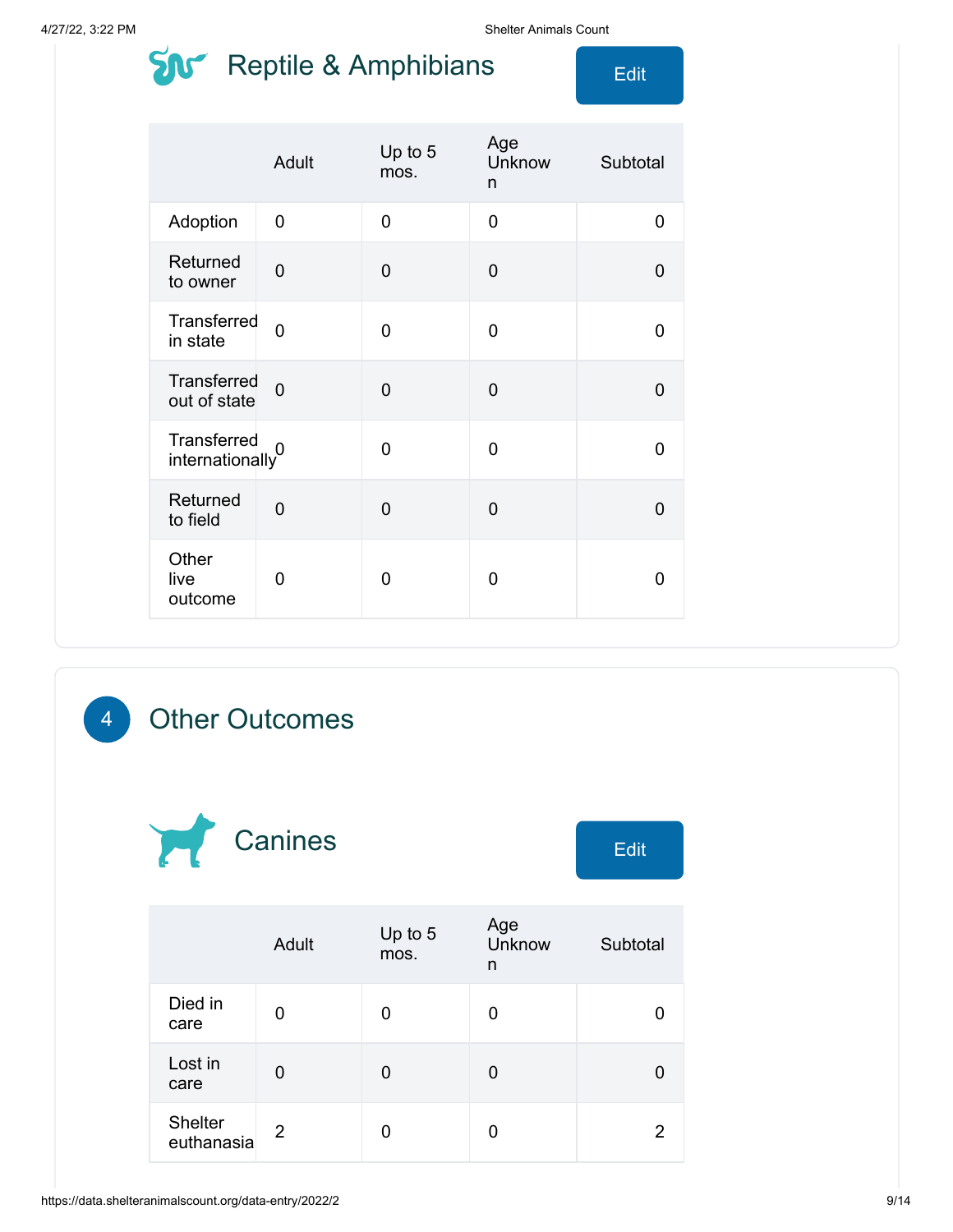## Reptile & Amphibians

Edit

| | Adult | Up to 5 mos. | Age Unknown | Subtotal |
|---|---|---|---|---|
| Adoption | 0 | 0 | 0 | 0 |
| Returned to owner | 0 | 0 | 0 | 0 |
| Transferred in state | 0 | 0 | 0 | 0 |
| Transferred out of state | 0 | 0 | 0 | 0 |
| Transferred internationally | 0 | 0 | 0 | 0 |
| Returned to field | 0 | 0 | 0 | 0 |
| Other live outcome | 0 | 0 | 0 | 0 |

# 4 Other Outcomes

## Canines

Edit

| | Adult | Up to 5 mos. | Age Unknown | Subtotal |
|---|---|---|---|---|
| Died in care | 0 | 0 | 0 | 0 |
| Lost in care | 0 | 0 | 0 | 0 |
| Shelter euthanasia | 2 | 0 | 0 | 2 |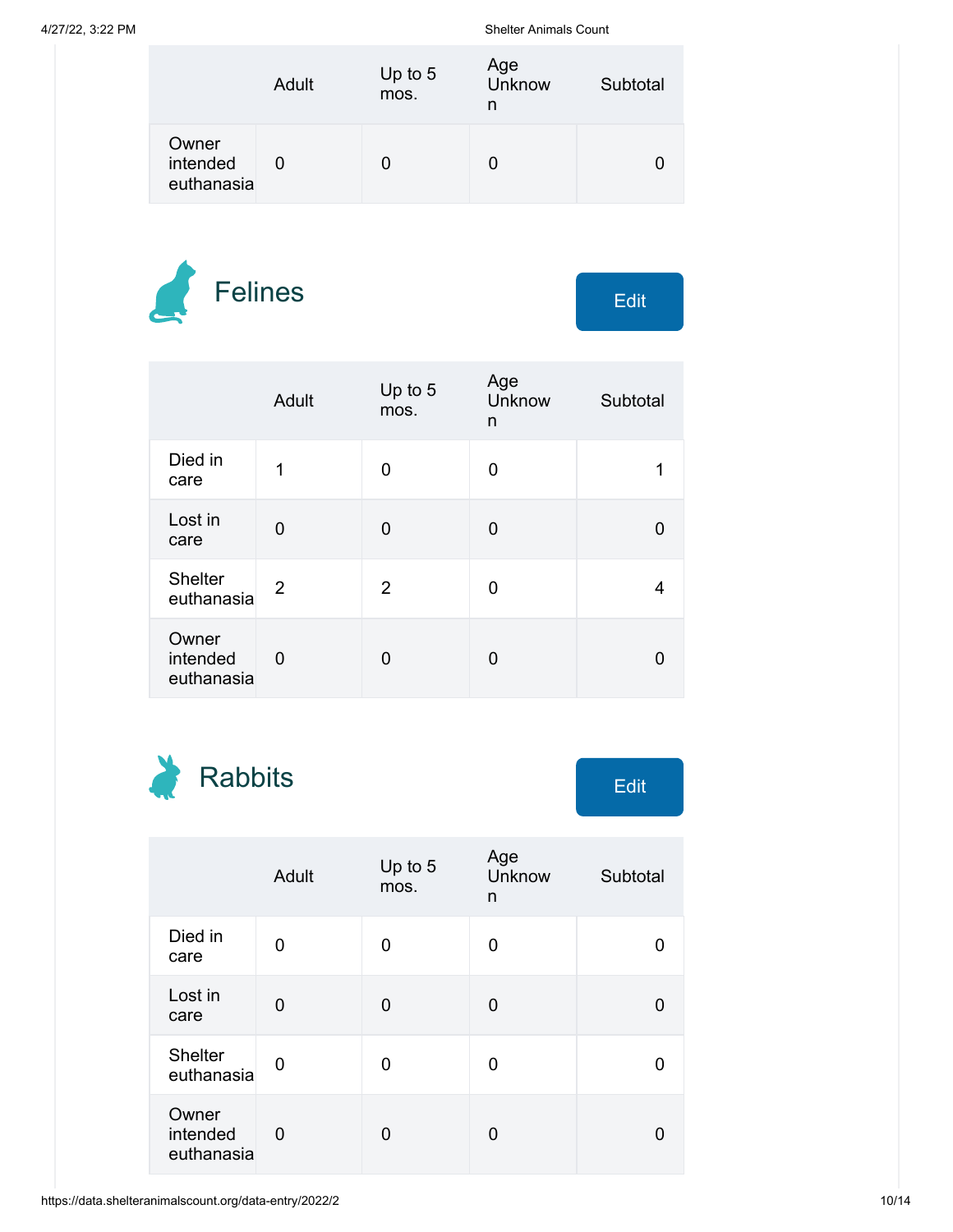| | Adult | Up to 5 mos. | Age Unknown | Subtotal |
|---|---|---|---|---|
| Owner intended euthanasia | 0 | 0 | 0 | 0 |

## Felines

Edit

| | Adult | Up to 5 mos. | Age Unknown | Subtotal |
|---|---|---|---|---|
| Died in care | 1 | 0 | 0 | 1 |
| Lost in care | 0 | 0 | 0 | 0 |
| Shelter euthanasia | 2 | 2 | 0 | 4 |
| Owner intended euthanasia | 0 | 0 | 0 | 0 |

## Rabbits

Edit

| | Adult | Up to 5 mos. | Age Unknown | Subtotal |
|---|---|---|---|---|
| Died in care | 0 | 0 | 0 | 0 |
| Lost in care | 0 | 0 | 0 | 0 |
| Shelter euthanasia | 0 | 0 | 0 | 0 |
| Owner intended euthanasia | 0 | 0 | 0 | 0 |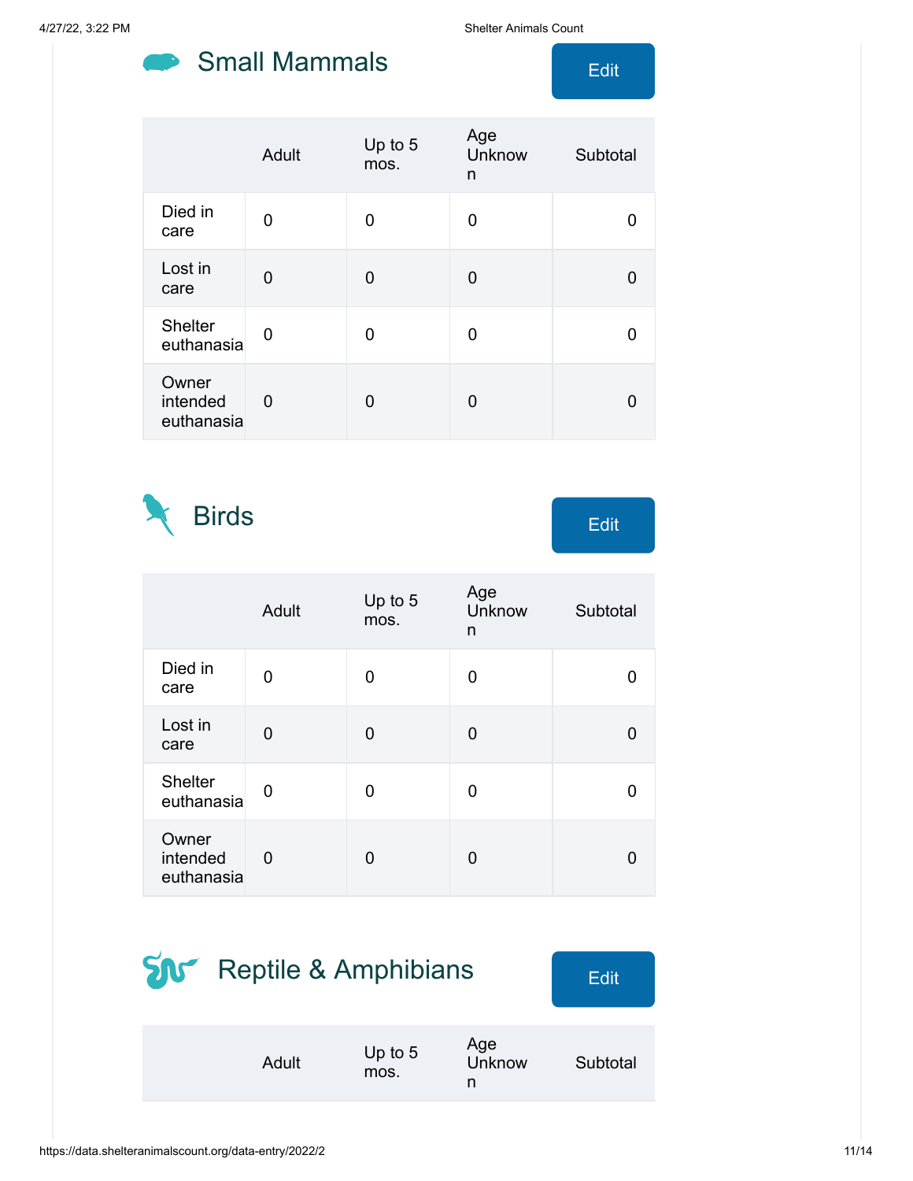## Small Mammals

Edit

| | Adult | Up to 5 mos. | Age Unknown | Subtotal |
|---|---|---|---|---|
| Died in care | 0 | 0 | 0 | 0 |
| Lost in care | 0 | 0 | 0 | 0 |
| Shelter euthanasia | 0 | 0 | 0 | 0 |
| Owner intended euthanasia | 0 | 0 | 0 | 0 |

## Birds

Edit

| | Adult | Up to 5 mos. | Age Unknown | Subtotal |
|---|---|---|---|---|
| Died in care | 0 | 0 | 0 | 0 |
| Lost in care | 0 | 0 | 0 | 0 |
| Shelter euthanasia | 0 | 0 | 0 | 0 |
| Owner intended euthanasia | 0 | 0 | 0 | 0 |

## Reptile & Amphibians

Edit

| | Adult | Up to 5 mos. | Age Unknown | Subtotal |
|---|---|---|---|---|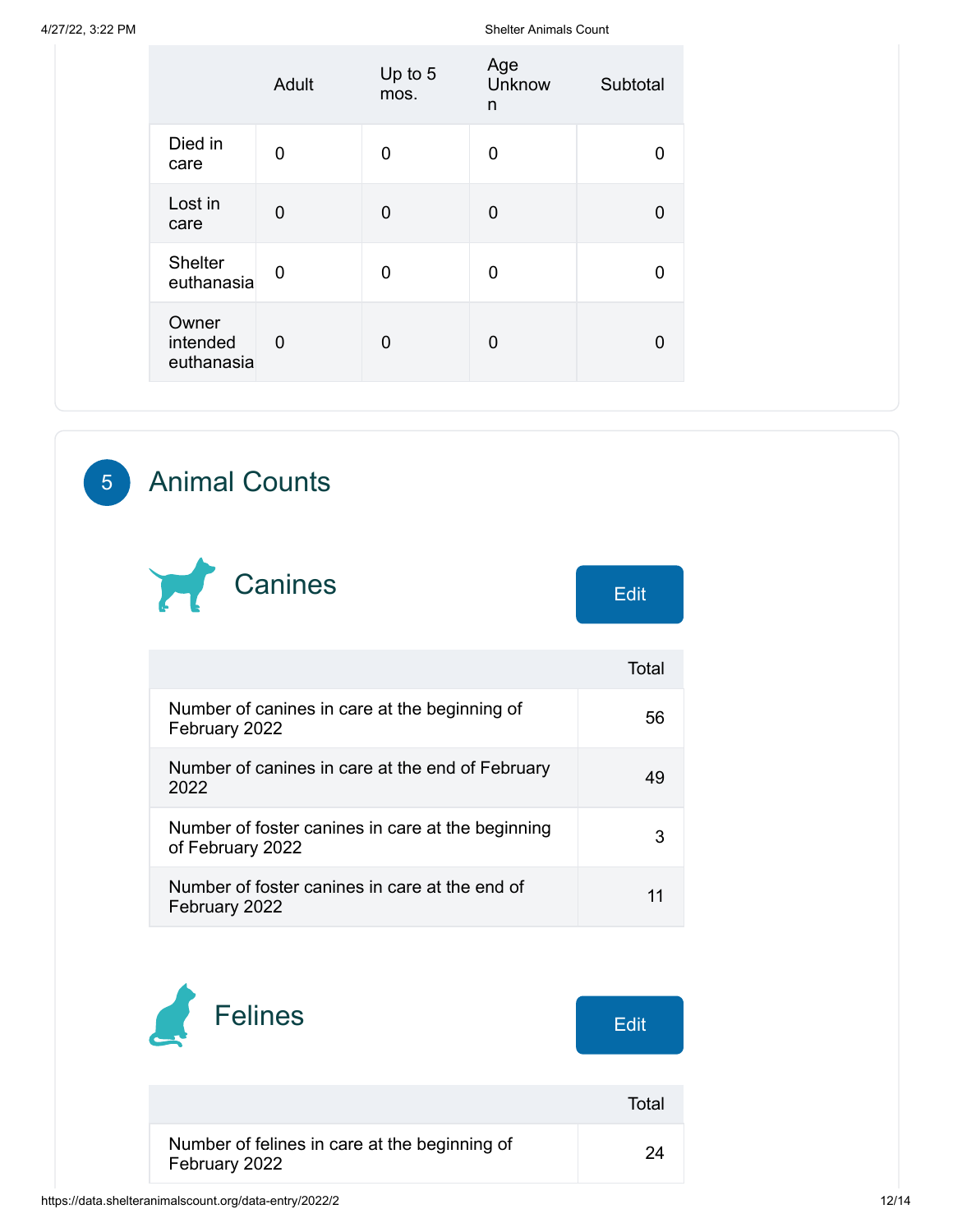| | Adult | Up to 5 mos. | Age Unknown | Subtotal |
|---|---|---|---|---|
| Died in care | 0 | 0 | 0 | 0 |
| Lost in care | 0 | 0 | 0 | 0 |
| Shelter euthanasia | 0 | 0 | 0 | 0 |
| Owner intended euthanasia | 0 | 0 | 0 | 0 |

## 5 Animal Counts

### Canines

Edit

| | Total |
|---|---|
| Number of canines in care at the beginning of February 2022 | 56 |
| Number of canines in care at the end of February 2022 | 49 |
| Number of foster canines in care at the beginning of February 2022 | 3 |
| Number of foster canines in care at the end of February 2022 | 11 |

### Felines

Edit

| | Total |
|---|---|
| Number of felines in care at the beginning of February 2022 | 24 |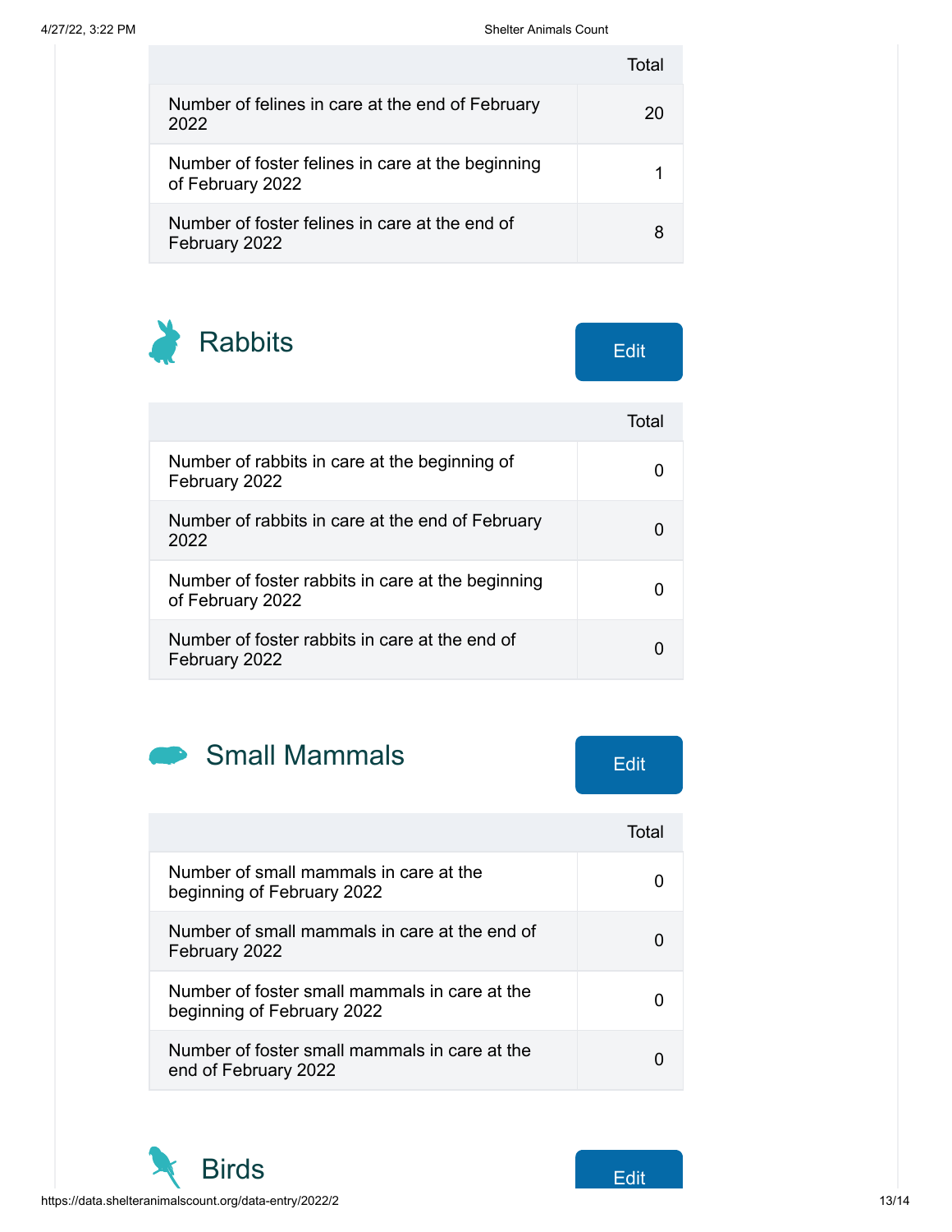| | Total |
|---|---|
| Number of felines in care at the end of February 2022 | 20 |
| Number of foster felines in care at the beginning of February 2022 | 1 |
| Number of foster felines in care at the end of February 2022 | 8 |

## Rabbits

Edit

| | Total |
|---|---|
| Number of rabbits in care at the beginning of February 2022 | 0 |
| Number of rabbits in care at the end of February 2022 | 0 |
| Number of foster rabbits in care at the beginning of February 2022 | 0 |
| Number of foster rabbits in care at the end of February 2022 | 0 |

## Small Mammals

Edit

| | Total |
|---|---|
| Number of small mammals in care at the beginning of February 2022 | 0 |
| Number of small mammals in care at the end of February 2022 | 0 |
| Number of foster small mammals in care at the beginning of February 2022 | 0 |
| Number of foster small mammals in care at the end of February 2022 | 0 |

## Birds

Edit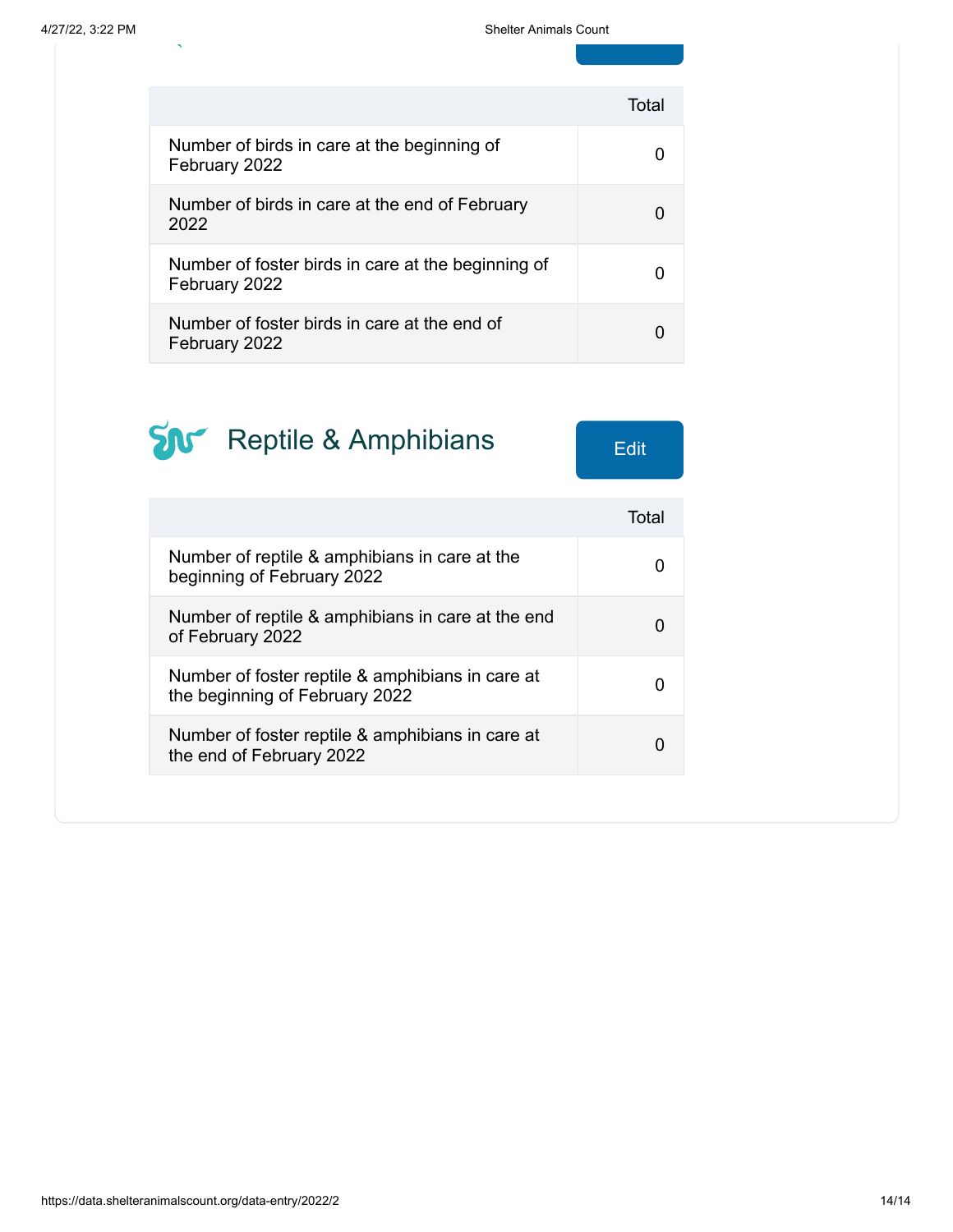| | Total |
|---|---|
| Number of birds in care at the beginning of February 2022 | 0 |
| Number of birds in care at the end of February 2022 | 0 |
| Number of foster birds in care at the beginning of February 2022 | 0 |
| Number of foster birds in care at the end of February 2022 | 0 |

## Reptile & Amphibians

Edit

| | Total |
|---|---|
| Number of reptile & amphibians in care at the beginning of February 2022 | 0 |
| Number of reptile & amphibians in care at the end of February 2022 | 0 |
| Number of foster reptile & amphibians in care at the beginning of February 2022 | 0 |
| Number of foster reptile & amphibians in care at the end of February 2022 | 0 |